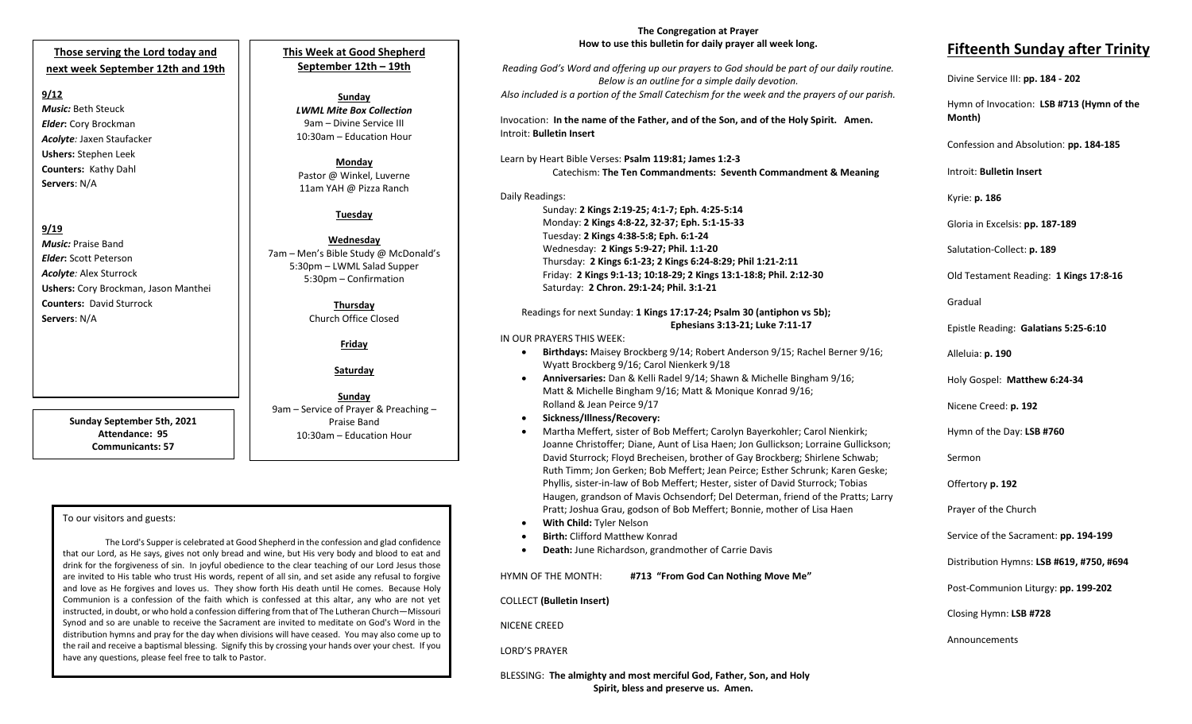## Those serving the Lord today and next week September 12th and 19th

**9/12**

***Music:*** Beth Steuck
***Elder:*** Cory Brockman
***Acolyte:*** Jaxen Staufacker
**Ushers:** Stephen Leek
**Counters:** Kathy Dahl
**Servers**: N/A

**9/19**

***Music:*** Praise Band
***Elder:*** Scott Peterson
***Acolyte:*** Alex Sturrock
**Ushers:** Cory Brockman, Jason Manthei
**Counters:** David Sturrock
**Servers**: N/A

**Sunday September 5th, 2021**
**Attendance: 95**
**Communicants: 57**

## This Week at Good Shepherd September 12th – 19th

**Sunday**
***LWML Mite Box Collection***
9am – Divine Service III
10:30am – Education Hour

**Monday**
Pastor @ Winkel, Luverne
11am YAH @ Pizza Ranch

**Tuesday**

**Wednesday**
7am – Men's Bible Study @ McDonald's
5:30pm – LWML Salad Supper
5:30pm – Confirmation

**Thursday**
Church Office Closed

**Friday**

**Saturday**

**Sunday**
9am – Service of Prayer & Preaching – Praise Band
10:30am – Education Hour

To our visitors and guests:

The Lord's Supper is celebrated at Good Shepherd in the confession and glad confidence that our Lord, as He says, gives not only bread and wine, but His very body and blood to eat and drink for the forgiveness of sin. In joyful obedience to the clear teaching of our Lord Jesus those are invited to His table who trust His words, repent of all sin, and set aside any refusal to forgive and love as He forgives and loves us. They show forth His death until He comes. Because Holy Communion is a confession of the faith which is confessed at this altar, any who are not yet instructed, in doubt, or who hold a confession differing from that of The Lutheran Church—Missouri Synod and so are unable to receive the Sacrament are invited to meditate on God's Word in the distribution hymns and pray for the day when divisions will have ceased. You may also come up to the rail and receive a baptismal blessing. Signify this by crossing your hands over your chest. If you have any questions, please feel free to talk to Pastor.

## The Congregation at Prayer
### How to use this bulletin for daily prayer all week long.

*Reading God's Word and offering up our prayers to God should be part of our daily routine. Below is an outline for a simple daily devotion. Also included is a portion of the Small Catechism for the week and the prayers of our parish.*

Invocation: **In the name of the Father, and of the Son, and of the Holy Spirit. Amen.**
Introit: **Bulletin Insert**

Learn by Heart Bible Verses: **Psalm 119:81; James 1:2-3**
Catechism: **The Ten Commandments: Seventh Commandment & Meaning**

Daily Readings:

Sunday: **2 Kings 2:19-25; 4:1-7; Eph. 4:25-5:14**
Monday: **2 Kings 4:8-22, 32-37; Eph. 5:1-15-33**
Tuesday: **2 Kings 4:38-5:8; Eph. 6:1-24**
Wednesday: **2 Kings 5:9-27; Phil. 1:1-20**
Thursday: **2 Kings 6:1-23; 2 Kings 6:24-8:29; Phil 1:21-2:11**
Friday: **2 Kings 9:1-13; 10:18-29; 2 Kings 13:1-18:8; Phil. 2:12-30**
Saturday: **2 Chron. 29:1-24; Phil. 3:1-21**

Readings for next Sunday: **1 Kings 17:17-24; Psalm 30 (antiphon vs 5b); Ephesians 3:13-21; Luke 7:11-17**

IN OUR PRAYERS THIS WEEK:

- **Birthdays:** Maisey Brockberg 9/14; Robert Anderson 9/15; Rachel Berner 9/16; Wyatt Brockberg 9/16; Carol Nienkerk 9/18
- **Anniversaries:** Dan & Kelli Radel 9/14; Shawn & Michelle Bingham 9/16; Matt & Michelle Bingham 9/16; Matt & Monique Konrad 9/16; Rolland & Jean Peirce 9/17
- **Sickness/Illness/Recovery:**
- Martha Meffert, sister of Bob Meffert; Carolyn Bayerkohler; Carol Nienkirk; Joanne Christoffer; Diane, Aunt of Lisa Haen; Jon Gullickson; Lorraine Gullickson; David Sturrock; Floyd Brecheisen, brother of Gay Brockberg; Shirlene Schwab; Ruth Timm; Jon Gerken; Bob Meffert; Jean Peirce; Esther Schrunk; Karen Geske; Phyllis, sister-in-law of Bob Meffert; Hester, sister of David Sturrock; Tobias Haugen, grandson of Mavis Ochsendorf; Del Determan, friend of the Pratts; Larry Pratt; Joshua Grau, godson of Bob Meffert; Bonnie, mother of Lisa Haen
- **With Child:** Tyler Nelson
- **Birth:** Clifford Matthew Konrad
- **Death:** June Richardson, grandmother of Carrie Davis

HYMN OF THE MONTH: **#713 "From God Can Nothing Move Me"**

COLLECT **(Bulletin Insert)**

NICENE CREED

LORD'S PRAYER

BLESSING: **The almighty and most merciful God, Father, Son, and Holy Spirit, bless and preserve us. Amen.**

# Fifteenth Sunday after Trinity

Divine Service III: **pp. 184 - 202**

Hymn of Invocation: **LSB #713 (Hymn of the Month)**

Confession and Absolution: **pp. 184-185**

Introit: **Bulletin Insert**

Kyrie: **p. 186**

Gloria in Excelsis: **pp. 187-189**

Salutation-Collect: **p. 189**

Old Testament Reading: **1 Kings 17:8-16**

Gradual

Epistle Reading: **Galatians 5:25-6:10**

Alleluia: **p. 190**

Holy Gospel: **Matthew 6:24-34**

Nicene Creed: **p. 192**

Hymn of the Day: **LSB #760**

Sermon

Offertory **p. 192**

Prayer of the Church

Service of the Sacrament: **pp. 194-199**

Distribution Hymns: **LSB #619, #750, #694**

Post-Communion Liturgy: **pp. 199-202**

Closing Hymn: **LSB #728**

Announcements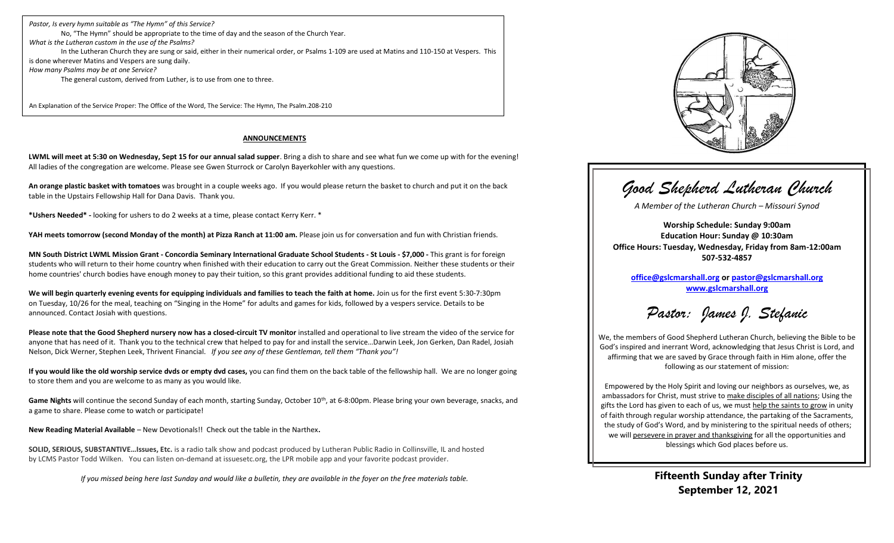*Pastor, Is every hymn suitable as "The Hymn" of this Service?*

No, "The Hymn" should be appropriate to the time of day and the season of the Church Year.

*What is the Lutheran custom in the use of the Psalms?*

In the Lutheran Church they are sung or said, either in their numerical order, or Psalms 1-109 are used at Matins and 110-150 at Vespers. This is done wherever Matins and Vespers are sung daily.

*How many Psalms may be at one Service?*

The general custom, derived from Luther, is to use from one to three.

An Explanation of the Service Proper: The Office of the Word, The Service: The Hymn, The Psalm.208-210

## ANNOUNCEMENTS

**LWML will meet at 5:30 on Wednesday, Sept 15 for our annual salad supper**. Bring a dish to share and see what fun we come up with for the evening! All ladies of the congregation are welcome. Please see Gwen Sturrock or Carolyn Bayerkohler with any questions.

**An orange plastic basket with tomatoes** was brought in a couple weeks ago. If you would please return the basket to church and put it on the back table in the Upstairs Fellowship Hall for Dana Davis. Thank you.

**\*Ushers Needed\* -** looking for ushers to do 2 weeks at a time, please contact Kerry Kerr. \*

**YAH meets tomorrow (second Monday of the month) at Pizza Ranch at 11:00 am.** Please join us for conversation and fun with Christian friends.

**MN South District LWML Mission Grant - Concordia Seminary International Graduate School Students - St Louis - $7,000 -** This grant is for foreign students who will return to their home country when finished with their education to carry out the Great Commission. Neither these students or their home countries' church bodies have enough money to pay their tuition, so this grant provides additional funding to aid these students.

**We will begin quarterly evening events for equipping individuals and families to teach the faith at home.** Join us for the first event 5:30-7:30pm on Tuesday, 10/26 for the meal, teaching on "Singing in the Home" for adults and games for kids, followed by a vespers service. Details to be announced. Contact Josiah with questions.

**Please note that the Good Shepherd nursery now has a closed-circuit TV monitor** installed and operational to live stream the video of the service for anyone that has need of it. Thank you to the technical crew that helped to pay for and install the service…Darwin Leek, Jon Gerken, Dan Radel, Josiah Nelson, Dick Werner, Stephen Leek, Thrivent Financial. *If you see any of these Gentleman, tell them "Thank you"!*

**If you would like the old worship service dvds or empty dvd cases,** you can find them on the back table of the fellowship hall. We are no longer going to store them and you are welcome to as many as you would like.

**Game Nights** will continue the second Sunday of each month, starting Sunday, October 10th, at 6-8:00pm. Please bring your own beverage, snacks, and a game to share. Please come to watch or participate!

**New Reading Material Available** – New Devotionals!! Check out the table in the Narthex**.**

**SOLID, SERIOUS, SUBSTANTIVE…Issues, Etc.** is a radio talk show and podcast produced by Lutheran Public Radio in Collinsville, IL and hosted by LCMS Pastor Todd Wilken. You can listen on-demand at issuesetc.org, the LPR mobile app and your favorite podcast provider.

*If you missed being here last Sunday and would like a bulletin, they are available in the foyer on the free materials table.*

# *Good Shepherd Lutheran Church*

*A Member of the Lutheran Church – Missouri Synod*

**Worship Schedule: Sunday 9:00am**
**Education Hour: Sunday @ 10:30am**
**Office Hours: Tuesday, Wednesday, Friday from 8am-12:00am**
**507-532-4857**

**office@gslcmarshall.org or pastor@gslcmarshall.org**
**www.gslcmarshall.org**

## *Pastor: James J. Stefanic*

We, the members of Good Shepherd Lutheran Church, believing the Bible to be God's inspired and inerrant Word, acknowledging that Jesus Christ is Lord, and affirming that we are saved by Grace through faith in Him alone, offer the following as our statement of mission:

Empowered by the Holy Spirit and loving our neighbors as ourselves, we, as ambassadors for Christ, must strive to make disciples of all nations; Using the gifts the Lord has given to each of us, we must help the saints to grow in unity of faith through regular worship attendance, the partaking of the Sacraments, the study of God's Word, and by ministering to the spiritual needs of others; we will persevere in prayer and thanksgiving for all the opportunities and blessings which God places before us.

**Fifteenth Sunday after Trinity**
**September 12, 2021**